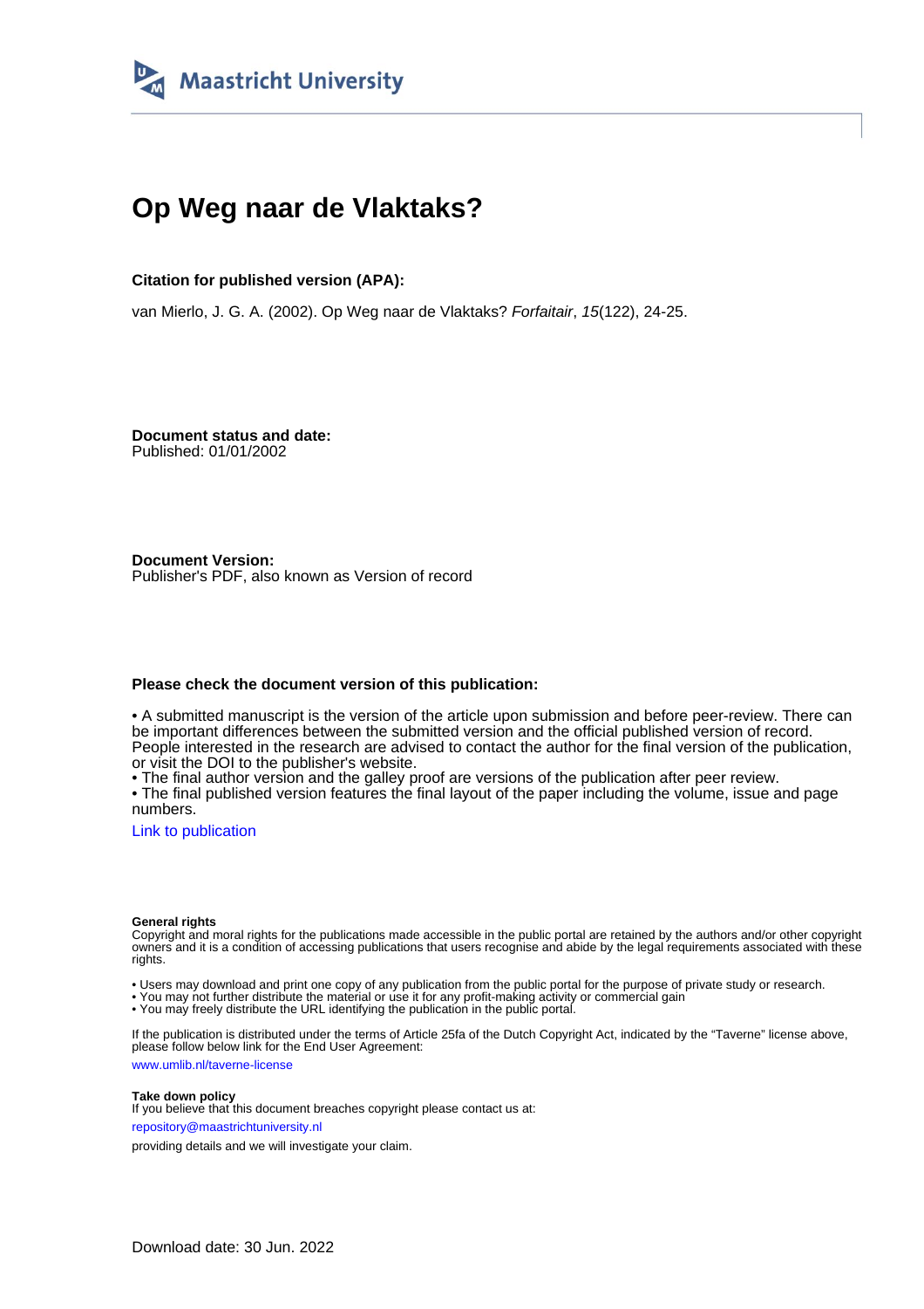Maastricht University

# Op Weg naar de Vlaktaks?

**Citation for published version (APA):**

van Mierlo, J. G. A. (2002). Op Weg naar de Vlaktaks? *Forfaitair*, *15*(122), 24-25.

**Document status and date:**
Published: 01/01/2002

**Document Version:**
Publisher's PDF, also known as Version of record

**Please check the document version of this publication:**

• A submitted manuscript is the version of the article upon submission and before peer-review. There can be important differences between the submitted version and the official published version of record. People interested in the research are advised to contact the author for the final version of the publication, or visit the DOI to the publisher's website.
• The final author version and the galley proof are versions of the publication after peer review.
• The final published version features the final layout of the paper including the volume, issue and page numbers.

Link to publication

**General rights**
Copyright and moral rights for the publications made accessible in the public portal are retained by the authors and/or other copyright owners and it is a condition of accessing publications that users recognise and abide by the legal requirements associated with these rights.

• Users may download and print one copy of any publication from the public portal for the purpose of private study or research.
• You may not further distribute the material or use it for any profit-making activity or commercial gain
• You may freely distribute the URL identifying the publication in the public portal.

If the publication is distributed under the terms of Article 25fa of the Dutch Copyright Act, indicated by the "Taverne" license above, please follow below link for the End User Agreement:

www.umlib.nl/taverne-license

**Take down policy**
If you believe that this document breaches copyright please contact us at:

repository@maastrichtuniversity.nl

providing details and we will investigate your claim.

Download date: 30 Jun. 2022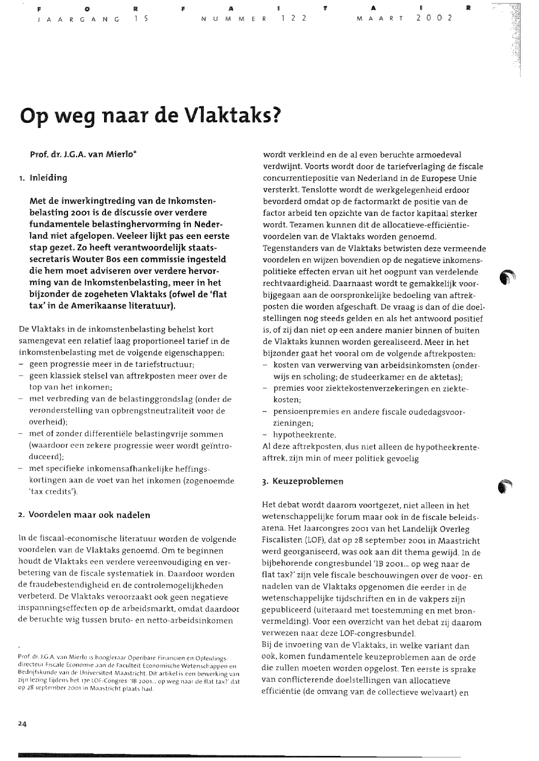# Op weg naar de Vlaktaks?

**Prof. dr. J.G.A. van Mierlo***

## 1. Inleiding

**Met de inwerkingtreding van de Inkomstenbelasting 2001 is de discussie over verdere fundamentele belastinghervorming in Nederland niet afgelopen. Veeleer lijkt pas een eerste stap gezet. Zo heeft verantwoordelijk staatssecretaris Wouter Bos een commissie ingesteld die hem moet adviseren over verdere hervorming van de Inkomstenbelasting, meer in het bijzonder de zogeheten Vlaktaks (ofwel de 'flat tax' in de Amerikaanse literatuur).**

De Vlaktaks in de inkomstenbelasting behelst kort samengevat een relatief laag proportioneel tarief in de inkomstenbelasting met de volgende eigenschappen:

- geen progressie meer in de tariefstructuur;
- geen klassiek stelsel van aftrekposten meer over de top van het inkomen;
- met verbreding van de belastinggrondslag (onder de veronderstelling van opbrengstneutraliteit voor de overheid);
- met of zonder differentiële belastingvrije sommen (waardoor een zekere progressie weer wordt geïntroduceerd);
- met specifieke inkomensafhankelijke heffingskortingen aan de voet van het inkomen (zogenoemde 'tax credits').

## 2. Voordelen maar ook nadelen

In de fiscaal-economische literatuur worden de volgende voordelen van de Vlaktaks genoemd. Om te beginnen houdt de Vlaktaks een verdere vereenvoudiging en verbetering van de fiscale systematiek in. Daardoor worden de fraudebestendigheid en de controlemogelijkheden verbeterd. De Vlaktaks veroorzaakt ook geen negatieve inspanningseffecten op de arbeidsmarkt, omdat daardoor de beruchte wig tussen bruto- en netto-arbeidsinkomen wordt verkleind en de al even beruchte armoedeval verdwijnt. Voorts wordt door de tariefverlaging de fiscale concurrentiepositie van Nederland in de Europese Unie versterkt. Tenslotte wordt de werkgelegenheid erdoor bevorderd omdat op de factormarkt de positie van de factor arbeid ten opzichte van de factor kapitaal sterker wordt. Tezamen kunnen dit de allocatieve-efficiëntie-voordelen van de Vlaktaks worden genoemd.

Tegenstanders van de Vlaktaks betwisten deze vermeende voordelen en wijzen bovendien op de negatieve inkomenspolitieke effecten ervan uit het oogpunt van verdelende rechtvaardigheid. Daarnaast wordt te gemakkelijk voorbijgegaan aan de oorspronkelijke bedoeling van aftrekposten die worden afgeschaft. De vraag is dan of die doelstellingen nog steeds gelden en als het antwoord positief is, of zij dan niet op een andere manier binnen of buiten de Vlaktaks kunnen worden gerealiseerd. Meer in het bijzonder gaat het vooral om de volgende aftrekposten:

- kosten van verwerving van arbeidsinkomsten (onderwijs en scholing; de studeerkamer en de aktetas);
- premies voor ziektekostenverzekeringen en ziektekosten;
- pensioenpremies en andere fiscale oudedagsvoorzieningen;
- hypotheekrente.

Al deze aftrekposten, dus niet alleen de hypotheekrenteaftrek, zijn min of meer politiek gevoelig

## 3. Keuzeproblemen

Het debat wordt daarom voortgezet, niet alleen in het wetenschappelijke forum maar ook in de fiscale beleidsarena. Het Jaarcongres 2001 van het Landelijk Overleg Fiscalisten (LOF), dat op 28 september 2001 in Maastricht werd georganiseerd, was ook aan dit thema gewijd. In de bijbehorende congresbundel 'IB 2001... op weg naar de flat tax?' zijn vele fiscale beschouwingen over de voor- en nadelen van de Vlaktaks opgenomen die eerder in de wetenschappelijke tijdschriften en in de vakpers zijn gepubliceerd (uiteraard met toestemming en met bronvermelding). Voor een overzicht van het debat zij daarom verwezen naar deze LOF-congresbundel.

Bij de invoering van de Vlaktaks, in welke variant dan ook, komen fundamentele keuzeproblemen aan de orde die zullen moeten worden opgelost. Ten eerste is sprake van conflicterende doelstellingen van allocatieve efficiëntie (de omvang van de collectieve welvaart) en

---

\* Prof. dr. J.G.A. van Mierlo is hoogleraar Openbare Financiën en Opleidingsdirecteur Fiscale Economie aan de Faculteit Economische Wetenschappen en Bedrijfskunde van de Universiteit Maastricht. Dit artikel is een bewerking van zijn lezing tijdens het 17e LOF-Congres 'IB 2001... op weg naar de flat tax?' dat op 28 september 2001 in Maastricht plaats had.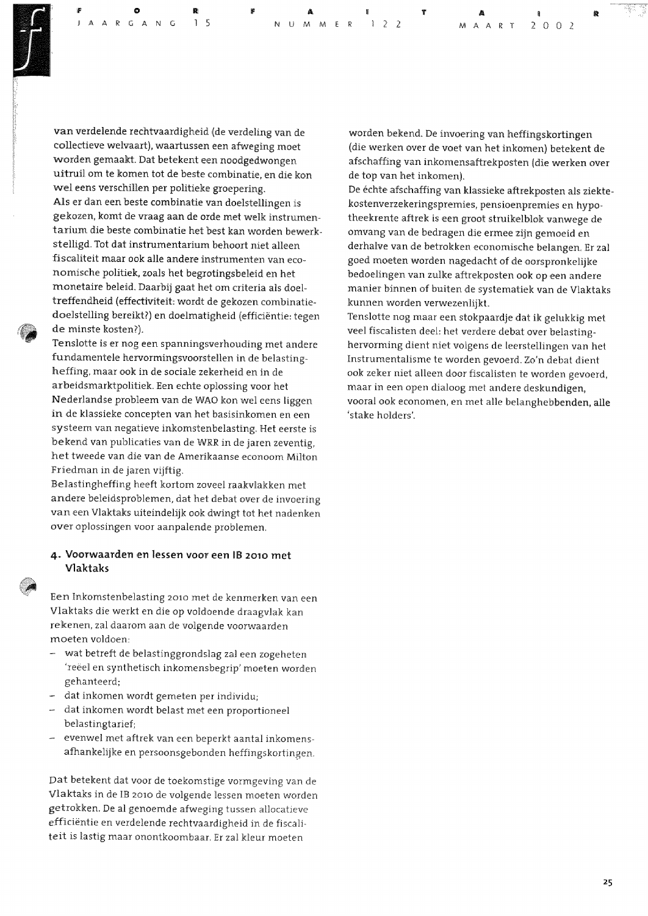van verdelende rechtvaardigheid (de verdeling van de collectieve welvaart), waartussen een afweging moet worden gemaakt. Dat betekent een noodgedwongen uitruil om te komen tot de beste combinatie, en die kon wel eens verschillen per politieke groepering.
Als er dan een beste combinatie van doelstellingen is gekozen, komt de vraag aan de orde met welk instrumentarium die beste combinatie het best kan worden bewerkstelligd. Tot dat instrumentarium behoort niet alleen fiscaliteit maar ook alle andere instrumenten van economische politiek, zoals het begrotingsbeleid en het monetaire beleid. Daarbij gaat het om criteria als doeltreffendheid (effectiviteit: wordt de gekozen combinatiedoelstelling bereikt?) en doelmatigheid (efficiëntie: tegen de minste kosten?).
Tenslotte is er nog een spanningsverhouding met andere fundamentele hervormingsvoorstellen in de belastingheffing, maar ook in de sociale zekerheid en in de arbeidsmarktpolitiek. Een echte oplossing voor het Nederlandse probleem van de WAO kon wel eens liggen in de klassieke concepten van het basisinkomen en een systeem van negatieve inkomstenbelasting. Het eerste is bekend van publicaties van de WRR in de jaren zeventig, het tweede van die van de Amerikaanse econoom Milton Friedman in de jaren vijftig.
Belastingheffing heeft kortom zoveel raakvlakken met andere beleidsproblemen, dat het debat over de invoering van een Vlaktaks uiteindelijk ook dwingt tot het nadenken over oplossingen voor aanpalende problemen.

## 4. Voorwaarden en lessen voor een IB 2010 met Vlaktaks

Een Inkomstenbelasting 2010 met de kenmerken van een Vlaktaks die werkt en die op voldoende draagvlak kan rekenen, zal daarom aan de volgende voorwaarden moeten voldoen:

- wat betreft de belastinggrondslag zal een zogeheten 'reëel en synthetisch inkomensbegrip' moeten worden gehanteerd;
- dat inkomen wordt gemeten per individu;
- dat inkomen wordt belast met een proportioneel belastingtarief;
- evenwel met aftrek van een beperkt aantal inkomensafhankelijke en persoonsgebonden heffingskortingen.

Dat betekent dat voor de toekomstige vormgeving van de Vlaktaks in de IB 2010 de volgende lessen moeten worden getrokken. De al genoemde afweging tussen allocatieve efficiëntie en verdelende rechtvaardigheid in de fiscaliteit is lastig maar onontkoombaar. Er zal kleur moeten worden bekend. De invoering van heffingskortingen (die werken over de voet van het inkomen) betekent de afschaffing van inkomensaftrekposten (die werken over de top van het inkomen).
De échte afschaffing van klassieke aftrekposten als ziektekostenverzekeringspremies, pensioenpremies en hypotheekrente aftrek is een groot struikelblok vanwege de omvang van de bedragen die ermee zijn gemoeid en derhalve van de betrokken economische belangen. Er zal goed moeten worden nagedacht of de oorspronkelijke bedoelingen van zulke aftrekposten ook op een andere manier binnen of buiten de systematiek van de Vlaktaks kunnen worden verwezenlijkt.
Tenslotte nog maar een stokpaardje dat ik gelukkig met veel fiscalisten deel: het verdere debat over belastinghervorming dient niet volgens de leerstellingen van het Instrumentalisme te worden gevoerd. Zo'n debat dient ook zeker niet alleen door fiscalisten te worden gevoerd, maar in een open dialoog met andere deskundigen, vooral ook economen, en met alle belanghebbenden, alle 'stake holders'.